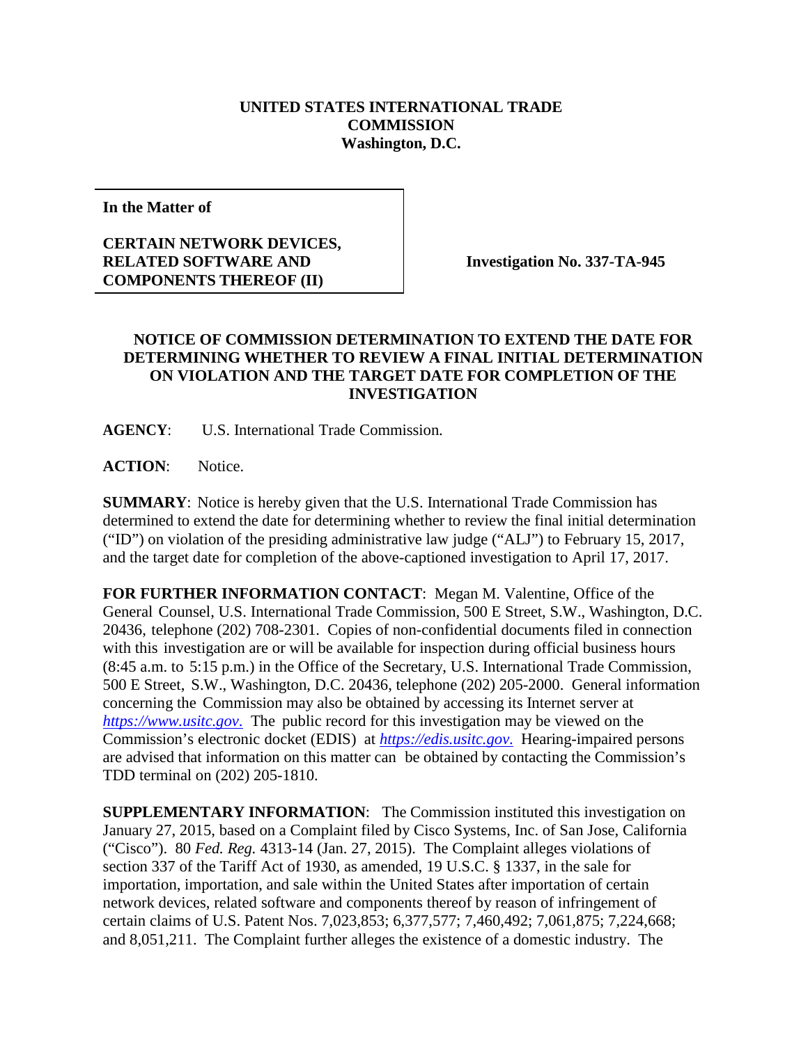**UNITED STATES INTERNATIONAL TRADE COMMISSION**
**Washington, D.C.**

**In the Matter of**

**CERTAIN NETWORK DEVICES, RELATED SOFTWARE AND COMPONENTS THEREOF (II)**

**Investigation No. 337-TA-945**

## NOTICE OF COMMISSION DETERMINATION TO EXTEND THE DATE FOR DETERMINING WHETHER TO REVIEW A FINAL INITIAL DETERMINATION ON VIOLATION AND THE TARGET DATE FOR COMPLETION OF THE INVESTIGATION

**AGENCY**: U.S. International Trade Commission.

**ACTION**: Notice.

**SUMMARY**: Notice is hereby given that the U.S. International Trade Commission has determined to extend the date for determining whether to review the final initial determination ("ID") on violation of the presiding administrative law judge ("ALJ") to February 15, 2017, and the target date for completion of the above-captioned investigation to April 17, 2017.

**FOR FURTHER INFORMATION CONTACT**: Megan M. Valentine, Office of the General Counsel, U.S. International Trade Commission, 500 E Street, S.W., Washington, D.C. 20436, telephone (202) 708-2301. Copies of non-confidential documents filed in connection with this investigation are or will be available for inspection during official business hours (8:45 a.m. to 5:15 p.m.) in the Office of the Secretary, U.S. International Trade Commission, 500 E Street, S.W., Washington, D.C. 20436, telephone (202) 205-2000. General information concerning the Commission may also be obtained by accessing its Internet server at *https://www.usitc.gov*. The public record for this investigation may be viewed on the Commission's electronic docket (EDIS) at *https://edis.usitc.gov*. Hearing-impaired persons are advised that information on this matter can be obtained by contacting the Commission's TDD terminal on (202) 205-1810.

**SUPPLEMENTARY INFORMATION**: The Commission instituted this investigation on January 27, 2015, based on a Complaint filed by Cisco Systems, Inc. of San Jose, California ("Cisco"). 80 *Fed. Reg.* 4313-14 (Jan. 27, 2015). The Complaint alleges violations of section 337 of the Tariff Act of 1930, as amended, 19 U.S.C. § 1337, in the sale for importation, importation, and sale within the United States after importation of certain network devices, related software and components thereof by reason of infringement of certain claims of U.S. Patent Nos. 7,023,853; 6,377,577; 7,460,492; 7,061,875; 7,224,668; and 8,051,211. The Complaint further alleges the existence of a domestic industry. The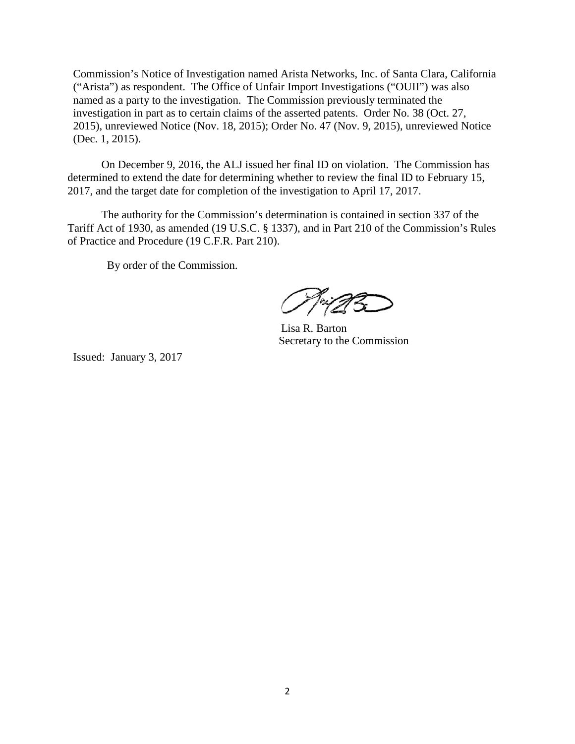Commission's Notice of Investigation named Arista Networks, Inc. of Santa Clara, California ("Arista") as respondent. The Office of Unfair Import Investigations ("OUII") was also named as a party to the investigation. The Commission previously terminated the investigation in part as to certain claims of the asserted patents. Order No. 38 (Oct. 27, 2015), unreviewed Notice (Nov. 18, 2015); Order No. 47 (Nov. 9, 2015), unreviewed Notice (Dec. 1, 2015).

On December 9, 2016, the ALJ issued her final ID on violation. The Commission has determined to extend the date for determining whether to review the final ID to February 15, 2017, and the target date for completion of the investigation to April 17, 2017.

The authority for the Commission's determination is contained in section 337 of the Tariff Act of 1930, as amended (19 U.S.C. § 1337), and in Part 210 of the Commission's Rules of Practice and Procedure (19 C.F.R. Part 210).

By order of the Commission.

Lisa R. Barton
Secretary to the Commission

Issued: January 3, 2017